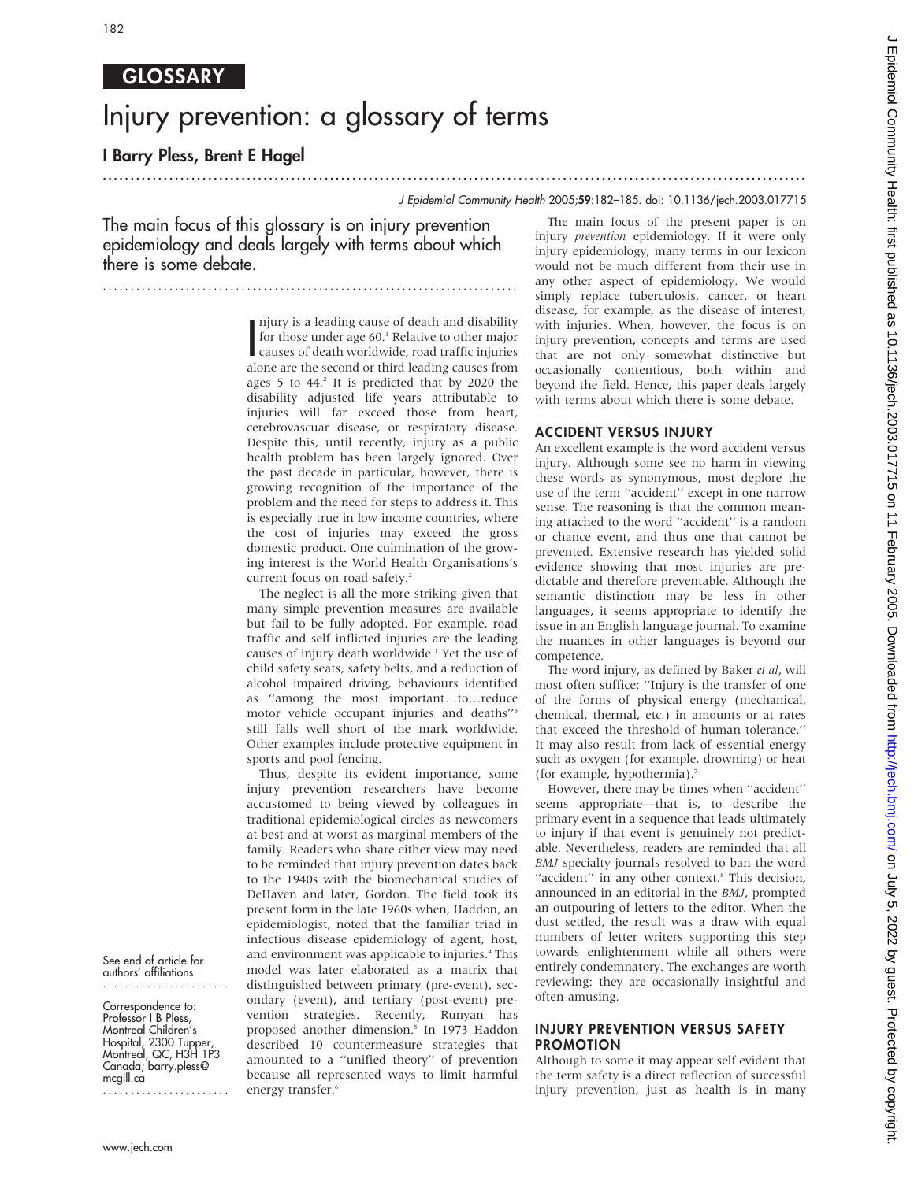GLOSSARY

# Injury prevention: a glossary of terms

**I Barry Pless, Brent E Hagel**

The main focus of this glossary is on injury prevention epidemiology and deals largely with terms about which there is some debate.

Injury is a leading cause of death and disability for those under age 60.[1] Relative to other major causes of death worldwide, road traffic injuries alone are the second or third leading causes from ages 5 to 44.[2] It is predicted that by 2020 the disability adjusted life years attributable to injuries will far exceed those from heart, cerebrovascuar disease, or respiratory disease. Despite this, until recently, injury as a public health problem has been largely ignored. Over the past decade in particular, however, there is growing recognition of the importance of the problem and the need for steps to address it. This is especially true in low income countries, where the cost of injuries may exceed the gross domestic product. One culmination of the growing interest is the World Health Organisations's current focus on road safety.[2]

The neglect is all the more striking given that many simple prevention measures are available but fail to be fully adopted. For example, road traffic and self inflicted injuries are the leading causes of injury death worldwide.[1] Yet the use of child safety seats, safety belts, and a reduction of alcohol impaired driving, behaviours identified as ''among the most important…to…reduce motor vehicle occupant injuries and deaths''[3] still falls well short of the mark worldwide. Other examples include protective equipment in sports and pool fencing.

Thus, despite its evident importance, some injury prevention researchers have become accustomed to being viewed by colleagues in traditional epidemiological circles as newcomers at best and at worst as marginal members of the family. Readers who share either view may need to be reminded that injury prevention dates back to the 1940s with the biomechanical studies of DeHaven and later, Gordon. The field took its present form in the late 1960s when, Haddon, an epidemiologist, noted that the familiar triad in infectious disease epidemiology of agent, host, and environment was applicable to injuries.[4] This model was later elaborated as a matrix that distinguished between primary (pre-event), secondary (event), and tertiary (post-event) prevention strategies. Recently, Runyan has proposed another dimension.[5] In 1973 Haddon described 10 countermeasure strategies that amounted to a ''unified theory'' of prevention because all represented ways to limit harmful energy transfer.[6]

The main focus of the present paper is on injury *prevention* epidemiology. If it were only injury epidemiology, many terms in our lexicon would not be much different from their use in any other aspect of epidemiology. We would simply replace tuberculosis, cancer, or heart disease, for example, as the disease of interest, with injuries. When, however, the focus is on injury prevention, concepts and terms are used that are not only somewhat distinctive but occasionally contentious, both within and beyond the field. Hence, this paper deals largely with terms about which there is some debate.

## ACCIDENT VERSUS INJURY

An excellent example is the word accident versus injury. Although some see no harm in viewing these words as synonymous, most deplore the use of the term ''accident'' except in one narrow sense. The reasoning is that the common meaning attached to the word ''accident'' is a random or chance event, and thus one that cannot be prevented. Extensive research has yielded solid evidence showing that most injuries are predictable and therefore preventable. Although the semantic distinction may be less in other languages, it seems appropriate to identify the issue in an English language journal. To examine the nuances in other languages is beyond our competence.

The word injury, as defined by Baker *et al*, will most often suffice: ''Injury is the transfer of one of the forms of physical energy (mechanical, chemical, thermal, etc.) in amounts or at rates that exceed the threshold of human tolerance.'' It may also result from lack of essential energy such as oxygen (for example, drowning) or heat (for example, hypothermia).[7]

However, there may be times when ''accident'' seems appropriate—that is, to describe the primary event in a sequence that leads ultimately to injury if that event is genuinely not predictable. Nevertheless, readers are reminded that all *BMJ* specialty journals resolved to ban the word ''accident'' in any other context.[8] This decision, announced in an editorial in the *BMJ*, prompted an outpouring of letters to the editor. When the dust settled, the result was a draw with equal numbers of letter writers supporting this step towards enlightenment while all others were entirely condemnatory. The exchanges are worth reviewing: they are occasionally insightful and often amusing.

## INJURY PREVENTION VERSUS SAFETY PROMOTION

Although to some it may appear self evident that the term safety is a direct reflection of successful injury prevention, just as health is in many

See end of article for authors' affiliations

Correspondence to: Professor I B Pless, Montreal Children's Hospital, 2300 Tupper, Montreal, QC, H3H 1P3 Canada; barry.pless@mcgill.ca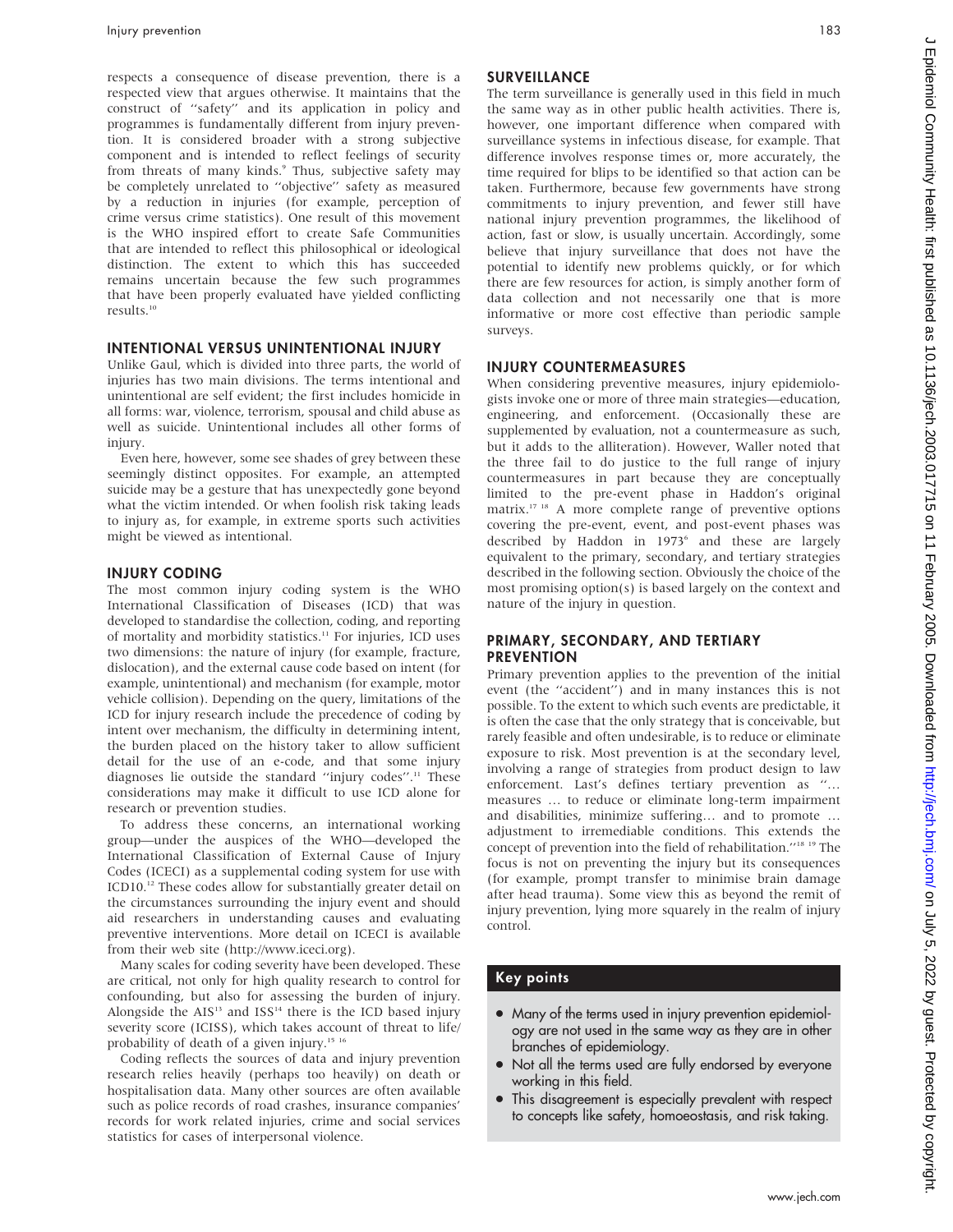respects a consequence of disease prevention, there is a respected view that argues otherwise. It maintains that the construct of "safety" and its application in policy and programmes is fundamentally different from injury prevention. It is considered broader with a strong subjective component and is intended to reflect feelings of security from threats of many kinds.[9] Thus, subjective safety may be completely unrelated to "objective" safety as measured by a reduction in injuries (for example, perception of crime versus crime statistics). One result of this movement is the WHO inspired effort to create Safe Communities that are intended to reflect this philosophical or ideological distinction. The extent to which this has succeeded remains uncertain because the few such programmes that have been properly evaluated have yielded conflicting results.[10]

## INTENTIONAL VERSUS UNINTENTIONAL INJURY

Unlike Gaul, which is divided into three parts, the world of injuries has two main divisions. The terms intentional and unintentional are self evident; the first includes homicide in all forms: war, violence, terrorism, spousal and child abuse as well as suicide. Unintentional includes all other forms of injury.

Even here, however, some see shades of grey between these seemingly distinct opposites. For example, an attempted suicide may be a gesture that has unexpectedly gone beyond what the victim intended. Or when foolish risk taking leads to injury as, for example, in extreme sports such activities might be viewed as intentional.

## INJURY CODING

The most common injury coding system is the WHO International Classification of Diseases (ICD) that was developed to standardise the collection, coding, and reporting of mortality and morbidity statistics.[11] For injuries, ICD uses two dimensions: the nature of injury (for example, fracture, dislocation), and the external cause code based on intent (for example, unintentional) and mechanism (for example, motor vehicle collision). Depending on the query, limitations of the ICD for injury research include the precedence of coding by intent over mechanism, the difficulty in determining intent, the burden placed on the history taker to allow sufficient detail for the use of an e-code, and that some injury diagnoses lie outside the standard "injury codes".[11] These considerations may make it difficult to use ICD alone for research or prevention studies.

To address these concerns, an international working group—under the auspices of the WHO—developed the International Classification of External Cause of Injury Codes (ICECI) as a supplemental coding system for use with ICD10.[12] These codes allow for substantially greater detail on the circumstances surrounding the injury event and should aid researchers in understanding causes and evaluating preventive interventions. More detail on ICECI is available from their web site (http://www.iceci.org).

Many scales for coding severity have been developed. These are critical, not only for high quality research to control for confounding, but also for assessing the burden of injury. Alongside the AIS[13] and ISS[14] there is the ICD based injury severity score (ICISS), which takes account of threat to life/probability of death of a given injury.[15,16]

Coding reflects the sources of data and injury prevention research relies heavily (perhaps too heavily) on death or hospitalisation data. Many other sources are often available such as police records of road crashes, insurance companies' records for work related injuries, crime and social services statistics for cases of interpersonal violence.

## SURVEILLANCE

The term surveillance is generally used in this field in much the same way as in other public health activities. There is, however, one important difference when compared with surveillance systems in infectious disease, for example. That difference involves response times or, more accurately, the time required for blips to be identified so that action can be taken. Furthermore, because few governments have strong commitments to injury prevention, and fewer still have national injury prevention programmes, the likelihood of action, fast or slow, is usually uncertain. Accordingly, some believe that injury surveillance that does not have the potential to identify new problems quickly, or for which there are few resources for action, is simply another form of data collection and not necessarily one that is more informative or more cost effective than periodic sample surveys.

## INJURY COUNTERMEASURES

When considering preventive measures, injury epidemiologists invoke one or more of three main strategies—education, engineering, and enforcement. (Occasionally these are supplemented by evaluation, not a countermeasure as such, but it adds to the alliteration). However, Waller noted that the three fail to do justice to the full range of injury countermeasures in part because they are conceptually limited to the pre-event phase in Haddon's original matrix.[17,18] A more complete range of preventive options covering the pre-event, event, and post-event phases was described by Haddon in 1973[6] and these are largely equivalent to the primary, secondary, and tertiary strategies described in the following section. Obviously the choice of the most promising option(s) is based largely on the context and nature of the injury in question.

## PRIMARY, SECONDARY, AND TERTIARY PREVENTION

Primary prevention applies to the prevention of the initial event (the "accident") and in many instances this is not possible. To the extent to which such events are predictable, it is often the case that the only strategy that is conceivable, but rarely feasible and often undesirable, is to reduce or eliminate exposure to risk. Most prevention is at the secondary level, involving a range of strategies from product design to law enforcement. Last's defines tertiary prevention as "... measures ... to reduce or eliminate long-term impairment and disabilities, minimize suffering... and to promote ... adjustment to irremediable conditions. This extends the concept of prevention into the field of rehabilitation."[18,19] The focus is not on preventing the injury but its consequences (for example, prompt transfer to minimise brain damage after head trauma). Some view this as beyond the remit of injury prevention, lying more squarely in the realm of injury control.

### Key points

- Many of the terms used in injury prevention epidemiology are not used in the same way as they are in other branches of epidemiology.
- Not all the terms used are fully endorsed by everyone working in this field.
- This disagreement is especially prevalent with respect to concepts like safety, homoeostasis, and risk taking.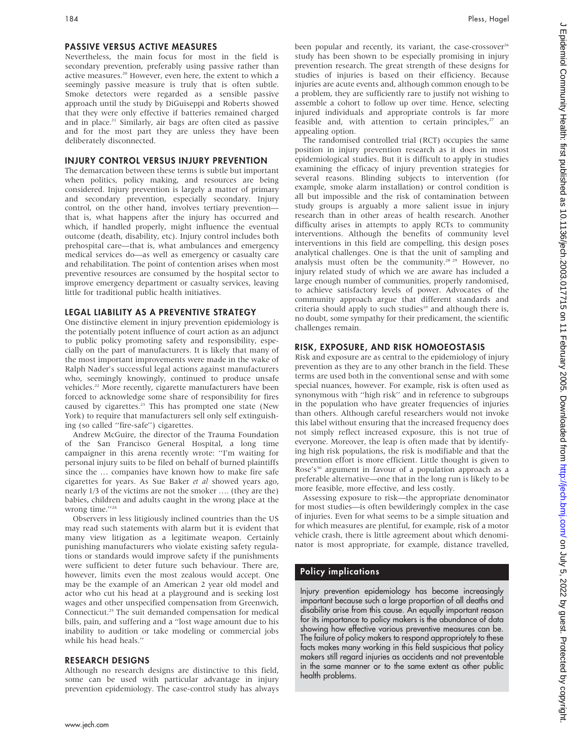## PASSIVE VERSUS ACTIVE MEASURES

Nevertheless, the main focus for most in the field is secondary prevention, preferably using passive rather than active measures.[20] However, even here, the extent to which a seemingly passive measure is truly that is often subtle. Smoke detectors were regarded as a sensible passive approach until the study by DiGuiseppi and Roberts showed that they were only effective if batteries remained charged and in place.[21] Similarly, air bags are often cited as passive and for the most part they are unless they have been deliberately disconnected.

## INJURY CONTROL VERSUS INJURY PREVENTION

The demarcation between these terms is subtle but important when politics, policy making, and resources are being considered. Injury prevention is largely a matter of primary and secondary prevention, especially secondary. Injury control, on the other hand, involves tertiary prevention— that is, what happens after the injury has occurred and which, if handled properly, might influence the eventual outcome (death, disability, etc). Injury control includes both prehospital care—that is, what ambulances and emergency medical services do—as well as emergency or casualty care and rehabilitation. The point of contention arises when most preventive resources are consumed by the hospital sector to improve emergency department or casualty services, leaving little for traditional public health initiatives.

## LEGAL LIABILITY AS A PREVENTIVE STRATEGY

One distinctive element in injury prevention epidemiology is the potentially potent influence of court action as an adjunct to public policy promoting safety and responsibility, especially on the part of manufacturers. It is likely that many of the most important improvements were made in the wake of Ralph Nader's successful legal actions against manufacturers who, seemingly knowingly, continued to produce unsafe vehicles.[22] More recently, cigarette manufacturers have been forced to acknowledge some share of responsibility for fires caused by cigarettes.[23] This has prompted one state (New York) to require that manufacturers sell only self extinguishing (so called "fire-safe") cigarettes.

Andrew McGuire, the director of the Trauma Foundation of the San Francisco General Hospital, a long time campaigner in this arena recently wrote: "I'm waiting for personal injury suits to be filed on behalf of burned plaintiffs since the … companies have known how to make fire safe cigarettes for years. As Sue Baker *et al* showed years ago, nearly 1/3 of the victims are not the smoker …. (they are the) babies, children and adults caught in the wrong place at the wrong time."[24]

Observers in less litigiously inclined countries than the US may read such statements with alarm but it is evident that many view litigation as a legitimate weapon. Certainly punishing manufacturers who violate existing safety regulations or standards would improve safety if the punishments were sufficient to deter future such behaviour. There are, however, limits even the most zealous would accept. One may be the example of an American 2 year old model and actor who cut his head at a playground and is seeking lost wages and other unspecified compensation from Greenwich, Connecticut.[25] The suit demanded compensation for medical bills, pain, and suffering and a "lost wage amount due to his inability to audition or take modeling or commercial jobs while his head heals."

## RESEARCH DESIGNS

Although no research designs are distinctive to this field, some can be used with particular advantage in injury prevention epidemiology. The case-control study has always been popular and recently, its variant, the case-crossover[26] study has been shown to be especially promising in injury prevention research. The great strength of these designs for studies of injuries is based on their efficiency. Because injuries are acute events and, although common enough to be a problem, they are sufficiently rare to justify not wishing to assemble a cohort to follow up over time. Hence, selecting injured individuals and appropriate controls is far more feasible and, with attention to certain principles,[27] an appealing option.

The randomised controlled trial (RCT) occupies the same position in injury prevention research as it does in most epidemiological studies. But it is difficult to apply in studies examining the efficacy of injury prevention strategies for several reasons. Blinding subjects to intervention (for example, smoke alarm installation) or control condition is all but impossible and the risk of contamination between study groups is arguably a more salient issue in injury research than in other areas of health research. Another difficulty arises in attempts to apply RCTs to community interventions. Although the benefits of community level interventions in this field are compelling, this design poses analytical challenges. One is that the unit of sampling and analysis must often be the community.[28,29] However, no injury related study of which we are aware has included a large enough number of communities, properly randomised, to achieve satisfactory levels of power. Advocates of the community approach argue that different standards and criteria should apply to such studies[10] and although there is, no doubt, some sympathy for their predicament, the scientific challenges remain.

## RISK, EXPOSURE, AND RISK HOMOEOSTASIS

Risk and exposure are as central to the epidemiology of injury prevention as they are to any other branch in the field. These terms are used both in the conventional sense and with some special nuances, however. For example, risk is often used as synonymous with "high risk" and in reference to subgroups in the population who have greater frequencies of injuries than others. Although careful researchers would not invoke this label without ensuring that the increased frequency does not simply reflect increased exposure, this is not true of everyone. Moreover, the leap is often made that by identifying high risk populations, the risk is modifiable and that the prevention effort is more efficient. Little thought is given to Rose's[30] argument in favour of a population approach as a preferable alternative—one that in the long run is likely to be more feasible, more effective, and less costly.

Assessing exposure to risk—the appropriate denominator for most studies—is often bewilderingly complex in the case of injuries. Even for what seems to be a simple situation and for which measures are plentiful, for example, risk of a motor vehicle crash, there is little agreement about which denominator is most appropriate, for example, distance travelled,

### Policy implications

Injury prevention epidemiology has become increasingly important because such a large proportion of all deaths and disability arise from this cause. An equally important reason for its importance to policy makers is the abundance of data showing how effective various preventive measures can be. The failure of policy makers to respond appropriately to these facts makes many working in this field suspicious that policy makers still regard injuries as accidents and not preventable in the same manner or to the same extent as other public health problems.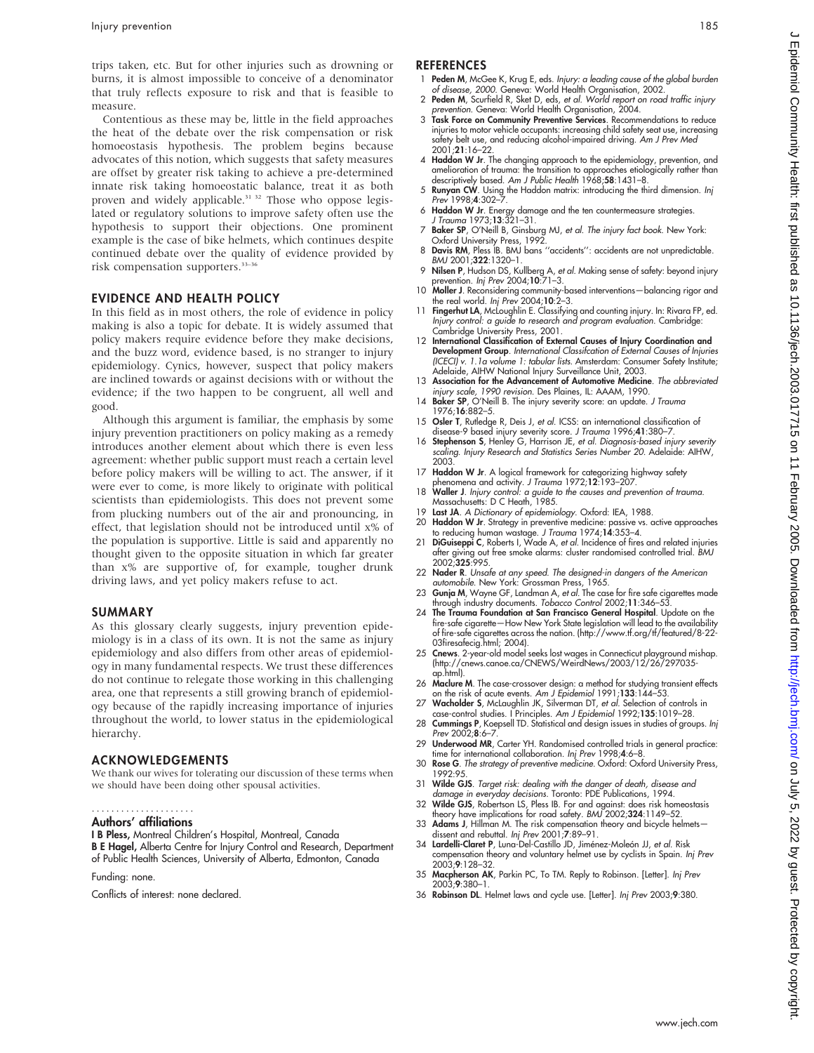trips taken, etc. But for other injuries such as drowning or burns, it is almost impossible to conceive of a denominator that truly reflects exposure to risk and that is feasible to measure.

Contentious as these may be, little in the field approaches the heat of the debate over the risk compensation or risk homoeostasis hypothesis. The problem begins because advocates of this notion, which suggests that safety measures are offset by greater risk taking to achieve a pre-determined innate risk taking homoeostatic balance, treat it as both proven and widely applicable.[31 32] Those who oppose legislated or regulatory solutions to improve safety often use the hypothesis to support their objections. One prominent example is the case of bike helmets, which continues despite continued debate over the quality of evidence provided by risk compensation supporters.[33–36]

## EVIDENCE AND HEALTH POLICY

In this field as in most others, the role of evidence in policy making is also a topic for debate. It is widely assumed that policy makers require evidence before they make decisions, and the buzz word, evidence based, is no stranger to injury epidemiology. Cynics, however, suspect that policy makers are inclined towards or against decisions with or without the evidence; if the two happen to be congruent, all well and good.

Although this argument is familiar, the emphasis by some injury prevention practitioners on policy making as a remedy introduces another element about which there is even less agreement: whether public support must reach a certain level before policy makers will be willing to act. The answer, if it were ever to come, is more likely to originate with political scientists than epidemiologists. This does not prevent some from plucking numbers out of the air and pronouncing, in effect, that legislation should not be introduced until x% of the population is supportive. Little is said and apparently no thought given to the opposite situation in which far greater than x% are supportive of, for example, tougher drunk driving laws, and yet policy makers refuse to act.

## SUMMARY

As this glossary clearly suggests, injury prevention epidemiology is in a class of its own. It is not the same as injury epidemiology and also differs from other areas of epidemiology in many fundamental respects. We trust these differences do not continue to relegate those working in this challenging area, one that represents a still growing branch of epidemiology because of the rapidly increasing importance of injuries throughout the world, to lower status in the epidemiological hierarchy.

## ACKNOWLEDGEMENTS

We thank our wives for tolerating our discussion of these terms when we should have been doing other spousal activities.

### Authors' affiliations

**I B Pless,** Montreal Children's Hospital, Montreal, Canada
**B E Hagel,** Alberta Centre for Injury Control and Research, Department of Public Health Sciences, University of Alberta, Edmonton, Canada

Funding: none.

Conflicts of interest: none declared.

## REFERENCES

1. **Peden M**, McGee K, Krug E, eds. *Injury: a leading cause of the global burden of disease, 2000*. Geneva: World Health Organisation, 2002.
2. **Peden M**, Scurfield R, Sket D, eds, *et al. World report on road traffic injury prevention*. Geneva: World Health Organisation, 2004.
3. **Task Force on Community Preventive Services**. Recommendations to reduce injuries to motor vehicle occupants: increasing child safety seat use, increasing safety belt use, and reducing alcohol-impaired driving. *Am J Prev Med* 2001;**21**:16–22.
4. **Haddon W Jr**. The changing approach to the epidemiology, prevention, and amelioration of trauma: the transition to approaches etiologically rather than descriptively based. *Am J Public Health* 1968;**58**:1431–8.
5. **Runyan CW**. Using the Haddon matrix: introducing the third dimension. *Inj Prev* 1998;**4**:302–7.
6. **Haddon W Jr**. Energy damage and the ten countermeasure strategies. *J Trauma* 1973;**13**:321–31.
7. **Baker SP**, O'Neill B, Ginsburg MJ, *et al. The injury fact book*. New York: Oxford University Press, 1992.
8. **Davis RM**, Pless IB. BMJ bans "accidents": accidents are not unpredictable. *BMJ* 2001;**322**:1320–1.
9. **Nilsen P**, Hudson DS, Kullberg A, *et al*. Making sense of safety: beyond injury prevention. *Inj Prev* 2004;**10**:71–3.
10. **Moller J**. Reconsidering community-based interventions—balancing rigor and the real world. *Inj Prev* 2004;**10**:2–3.
11. **Fingerhut LA**, McLoughlin E. Classifying and counting injury. In: Rivara FP, ed. *Injury control: a guide to research and program evaluation*. Cambridge: Cambridge University Press, 2001.
12. **International Classification of External Causes of Injury Coordination and Development Group**. *International Classifcation of External Causes of Injuries (ICECI) v. 1.1a volume 1: tabular lists*. Amsterdam: Consumer Safety Institute; Adelaide, AIHW National Injury Surveillance Unit, 2003.
13. **Association for the Advancement of Automotive Medicine**. *The abbreviated injury scale, 1990 revision*. Des Plaines, IL: AAAM, 1990.
14. **Baker SP**, O'Neill B. The injury severity score: an update. *J Trauma* 1976;**16**:882–5.
15. **Osler T**, Rutledge R, Deis J, *et al*. ICSS: an international classification of disease-9 based injury severity score. *J Trauma* 1996;**41**:380–7.
16. **Stephenson S**, Henley G, Harrison JE, *et al. Diagnosis-based injury severity scaling. Injury Research and Statistics Series Number 20*. Adelaide: AIHW, 2003.
17. **Haddon W Jr**. A logical framework for categorizing highway safety phenomena and activity. *J Trauma* 1972;**12**:193–207.
18. **Waller J**. *Injury control: a guide to the causes and prevention of trauma*. Massachusetts: D C Heath, 1985.
19. **Last JA**. *A Dictionary of epidemiology*. Oxford: IEA, 1988.
20. **Haddon W Jr**. Strategy in preventive medicine: passive vs. active approaches to reducing human wastage. *J Trauma* 1974;**14**:353–4.
21. **DiGuiseppi C**, Roberts I, Wade A, *et al*. Incidence of fires and related injuries after giving out free smoke alarms: cluster randomised controlled trial. *BMJ* 2002;**325**:995.
22. **Nader R**. *Unsafe at any speed. The designed-in dangers of the American automobile*. New York: Grossman Press, 1965.
23. **Gunja M**, Wayne GF, Landman A, *et al*. The case for fire safe cigarettes made through industry documents. *Tobacco Control* 2002;**11**:346–53.
24. **The Trauma Foundation at San Francisco General Hospital**. Update on the fire-safe cigarette—How New York State legislation will lead to the availability of fire-safe cigarettes across the nation. (http://www.tf.org/tf/featured/8-22-03firesafecig.html; 2004).
25. **Cnews**. 2-year-old model seeks lost wages in Connecticut playground mishap. (http://cnews.canoe.ca/CNEWS/WeirdNews/2003/12/26/297035-ap.html).
26. **Maclure M**. The case-crossover design: a method for studying transient effects on the risk of acute events. *Am J Epidemiol* 1991;**133**:144–53.
27. **Wacholder S**, McLaughlin JK, Silverman DT, *et al*. Selection of controls in case-control studies. I Principles. *Am J Epidemiol* 1992;**135**:1019–28.
28. **Cummings P**, Koepsell TD. Statistical and design issues in studies of groups. *Inj Prev* 2002;**8**:6–7.
29. **Underwood MR**, Carter YH. Randomised controlled trials in general practice: time for international collaboration. *Inj Prev* 1998;**4**:6–8.
30. **Rose G**. *The strategy of preventive medicine*. Oxford: Oxford University Press, 1992:95.
31. **Wilde GJS**. *Target risk: dealing with the danger of death, disease and damage in everyday decisions*. Toronto: PDE Publications, 1994.
32. **Wilde GJS**, Robertson LS, Pless IB. For and against: does risk homeostasis theory have implications for road safety. *BMJ* 2002;**324**:1149–52.
33. **Adams J**, Hillman M. The risk compensation theory and bicycle helmets—dissent and rebuttal. *Inj Prev* 2001;**7**:89–91.
34. **Lardelli-Claret P**, Luna-Del-Castillo JD, Jiménez-Moleón JJ, *et al*. Risk compensation theory and voluntary helmet use by cyclists in Spain. *Inj Prev* 2003;**9**:128–32.
35. **Macpherson AK**, Parkin PC, To TM. Reply to Robinson. [Letter]. *Inj Prev* 2003;**9**:380–1.
36. **Robinson DL**. Helmet laws and cycle use. [Letter]. *Inj Prev* 2003;**9**:380.